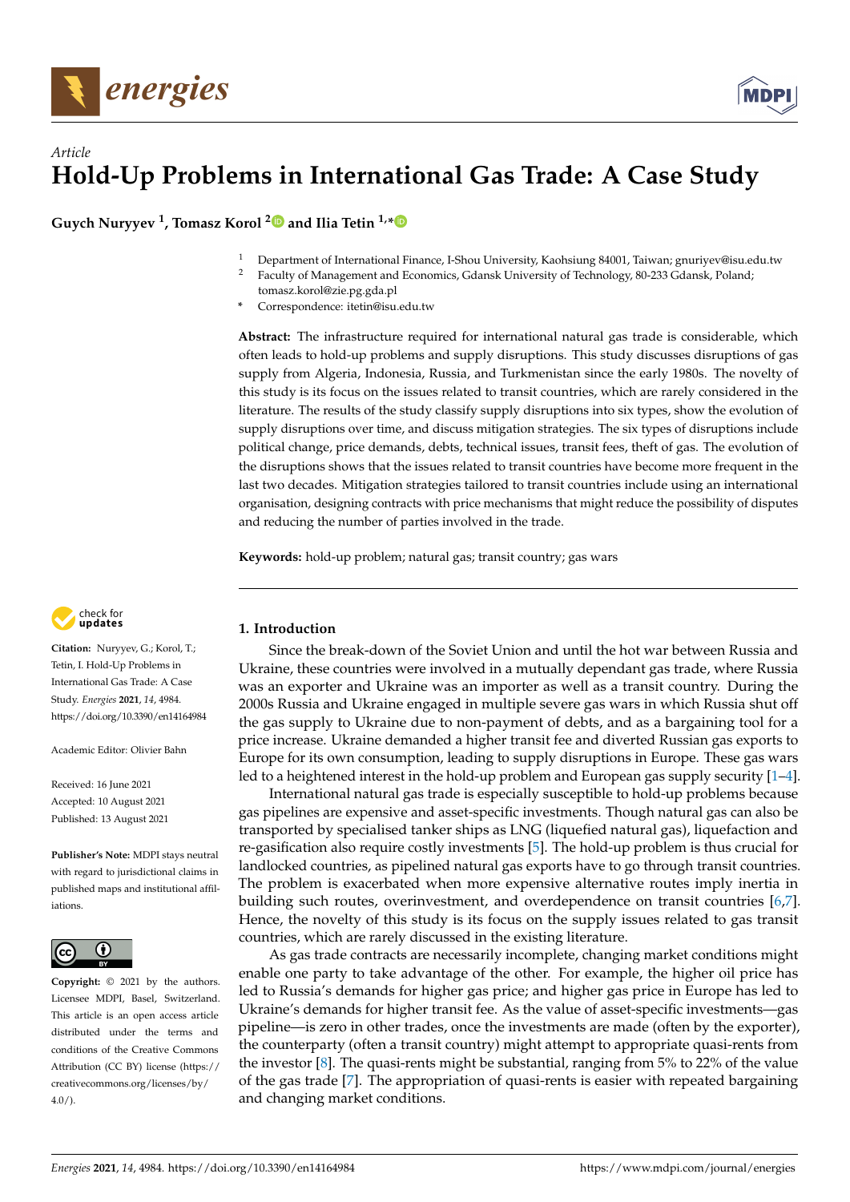*Article*

# Hold-Up Problems in International Gas Trade: A Case Study

**Guych Nuryyev [1], Tomasz Korol [2] and Ilia Tetin [1,*]**

[1] Department of International Finance, I-Shou University, Kaohsiung 84001, Taiwan; gnuriyev@isu.edu.tw
[2] Faculty of Management and Economics, Gdansk University of Technology, 80-233 Gdansk, Poland; tomasz.korol@zie.pg.gda.pl
\* Correspondence: itetin@isu.edu.tw

**Abstract:** The infrastructure required for international natural gas trade is considerable, which often leads to hold-up problems and supply disruptions. This study discusses disruptions of gas supply from Algeria, Indonesia, Russia, and Turkmenistan since the early 1980s. The novelty of this study is its focus on the issues related to transit countries, which are rarely considered in the literature. The results of the study classify supply disruptions into six types, show the evolution of supply disruptions over time, and discuss mitigation strategies. The six types of disruptions include political change, price demands, debts, technical issues, transit fees, theft of gas. The evolution of the disruptions shows that the issues related to transit countries have become more frequent in the last two decades. Mitigation strategies tailored to transit countries include using an international organisation, designing contracts with price mechanisms that might reduce the possibility of disputes and reducing the number of parties involved in the trade.

**Keywords:** hold-up problem; natural gas; transit country; gas wars

**Citation:** Nuryyev, G.; Korol, T.; Tetin, I. Hold-Up Problems in International Gas Trade: A Case Study. *Energies* **2021**, *14*, 4984. https://doi.org/10.3390/en14164984

Academic Editor: Olivier Bahn

Received: 16 June 2021
Accepted: 10 August 2021
Published: 13 August 2021

**Publisher's Note:** MDPI stays neutral with regard to jurisdictional claims in published maps and institutional affiliations.

**Copyright:** © 2021 by the authors. Licensee MDPI, Basel, Switzerland. This article is an open access article distributed under the terms and conditions of the Creative Commons Attribution (CC BY) license (https://creativecommons.org/licenses/by/4.0/).

## 1. Introduction

Since the break-down of the Soviet Union and until the hot war between Russia and Ukraine, these countries were involved in a mutually dependant gas trade, where Russia was an exporter and Ukraine was an importer as well as a transit country. During the 2000s Russia and Ukraine engaged in multiple severe gas wars in which Russia shut off the gas supply to Ukraine due to non-payment of debts, and as a bargaining tool for a price increase. Ukraine demanded a higher transit fee and diverted Russian gas exports to Europe for its own consumption, leading to supply disruptions in Europe. These gas wars led to a heightened interest in the hold-up problem and European gas supply security [1–4].

International natural gas trade is especially susceptible to hold-up problems because gas pipelines are expensive and asset-specific investments. Though natural gas can also be transported by specialised tanker ships as LNG (liquefied natural gas), liquefaction and re-gasification also require costly investments [5]. The hold-up problem is thus crucial for landlocked countries, as pipelined natural gas exports have to go through transit countries. The problem is exacerbated when more expensive alternative routes imply inertia in building such routes, overinvestment, and overdependence on transit countries [6,7]. Hence, the novelty of this study is its focus on the supply issues related to gas transit countries, which are rarely discussed in the existing literature.

As gas trade contracts are necessarily incomplete, changing market conditions might enable one party to take advantage of the other. For example, the higher oil price has led to Russia's demands for higher gas price; and higher gas price in Europe has led to Ukraine's demands for higher transit fee. As the value of asset-specific investments—gas pipeline—is zero in other trades, once the investments are made (often by the exporter), the counterparty (often a transit country) might attempt to appropriate quasi-rents from the investor [8]. The quasi-rents might be substantial, ranging from 5% to 22% of the value of the gas trade [7]. The appropriation of quasi-rents is easier with repeated bargaining and changing market conditions.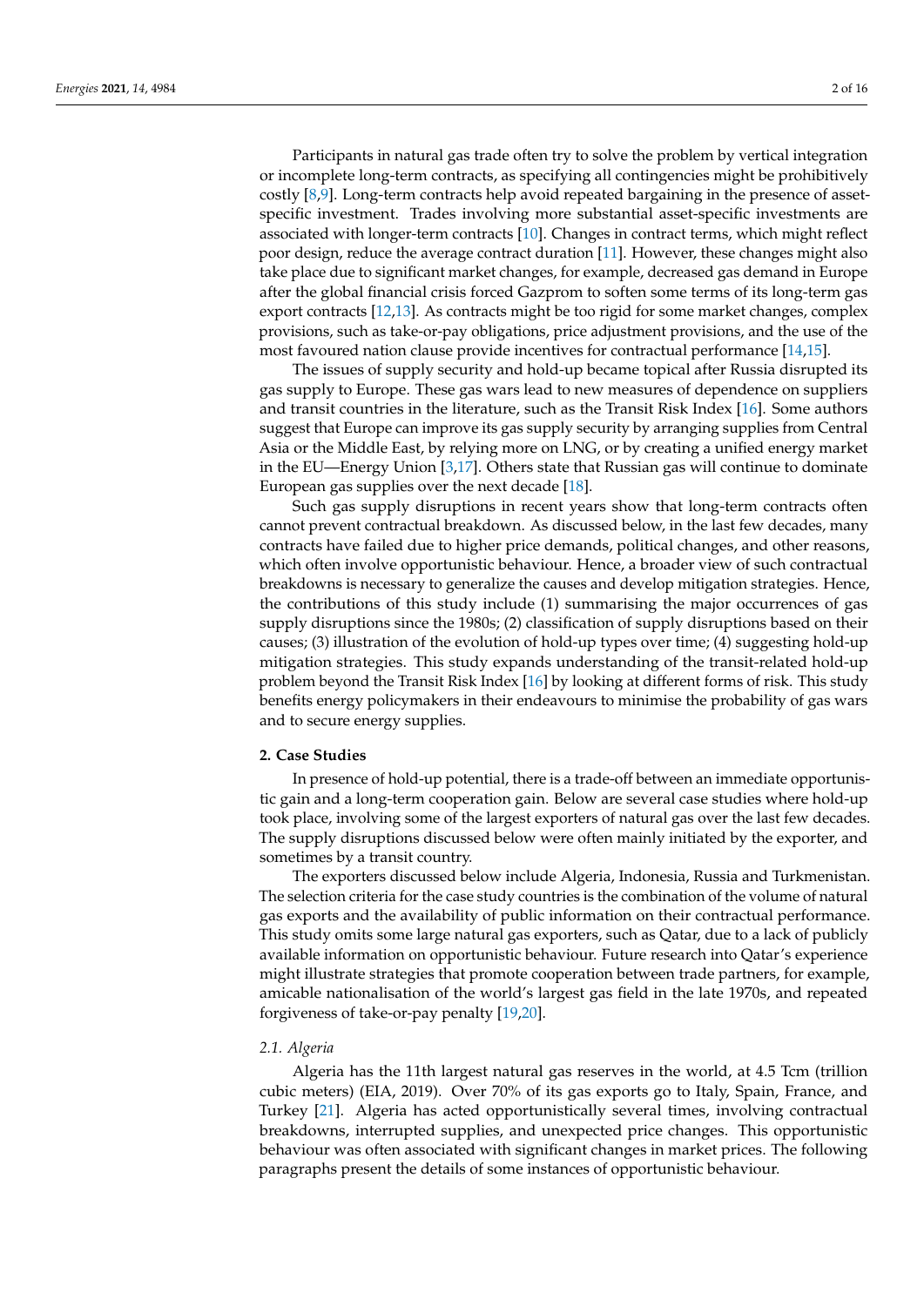Participants in natural gas trade often try to solve the problem by vertical integration or incomplete long-term contracts, as specifying all contingencies might be prohibitively costly [8,9]. Long-term contracts help avoid repeated bargaining in the presence of asset-specific investment. Trades involving more substantial asset-specific investments are associated with longer-term contracts [10]. Changes in contract terms, which might reflect poor design, reduce the average contract duration [11]. However, these changes might also take place due to significant market changes, for example, decreased gas demand in Europe after the global financial crisis forced Gazprom to soften some terms of its long-term gas export contracts [12,13]. As contracts might be too rigid for some market changes, complex provisions, such as take-or-pay obligations, price adjustment provisions, and the use of the most favoured nation clause provide incentives for contractual performance [14,15].

The issues of supply security and hold-up became topical after Russia disrupted its gas supply to Europe. These gas wars lead to new measures of dependence on suppliers and transit countries in the literature, such as the Transit Risk Index [16]. Some authors suggest that Europe can improve its gas supply security by arranging supplies from Central Asia or the Middle East, by relying more on LNG, or by creating a unified energy market in the EU—Energy Union [3,17]. Others state that Russian gas will continue to dominate European gas supplies over the next decade [18].

Such gas supply disruptions in recent years show that long-term contracts often cannot prevent contractual breakdown. As discussed below, in the last few decades, many contracts have failed due to higher price demands, political changes, and other reasons, which often involve opportunistic behaviour. Hence, a broader view of such contractual breakdowns is necessary to generalize the causes and develop mitigation strategies. Hence, the contributions of this study include (1) summarising the major occurrences of gas supply disruptions since the 1980s; (2) classification of supply disruptions based on their causes; (3) illustration of the evolution of hold-up types over time; (4) suggesting hold-up mitigation strategies. This study expands understanding of the transit-related hold-up problem beyond the Transit Risk Index [16] by looking at different forms of risk. This study benefits energy policymakers in their endeavours to minimise the probability of gas wars and to secure energy supplies.

## 2. Case Studies

In presence of hold-up potential, there is a trade-off between an immediate opportunistic gain and a long-term cooperation gain. Below are several case studies where hold-up took place, involving some of the largest exporters of natural gas over the last few decades. The supply disruptions discussed below were often mainly initiated by the exporter, and sometimes by a transit country.

The exporters discussed below include Algeria, Indonesia, Russia and Turkmenistan. The selection criteria for the case study countries is the combination of the volume of natural gas exports and the availability of public information on their contractual performance. This study omits some large natural gas exporters, such as Qatar, due to a lack of publicly available information on opportunistic behaviour. Future research into Qatar's experience might illustrate strategies that promote cooperation between trade partners, for example, amicable nationalisation of the world's largest gas field in the late 1970s, and repeated forgiveness of take-or-pay penalty [19,20].

### 2.1. Algeria

Algeria has the 11th largest natural gas reserves in the world, at 4.5 Tcm (trillion cubic meters) (EIA, 2019). Over 70% of its gas exports go to Italy, Spain, France, and Turkey [21]. Algeria has acted opportunistically several times, involving contractual breakdowns, interrupted supplies, and unexpected price changes. This opportunistic behaviour was often associated with significant changes in market prices. The following paragraphs present the details of some instances of opportunistic behaviour.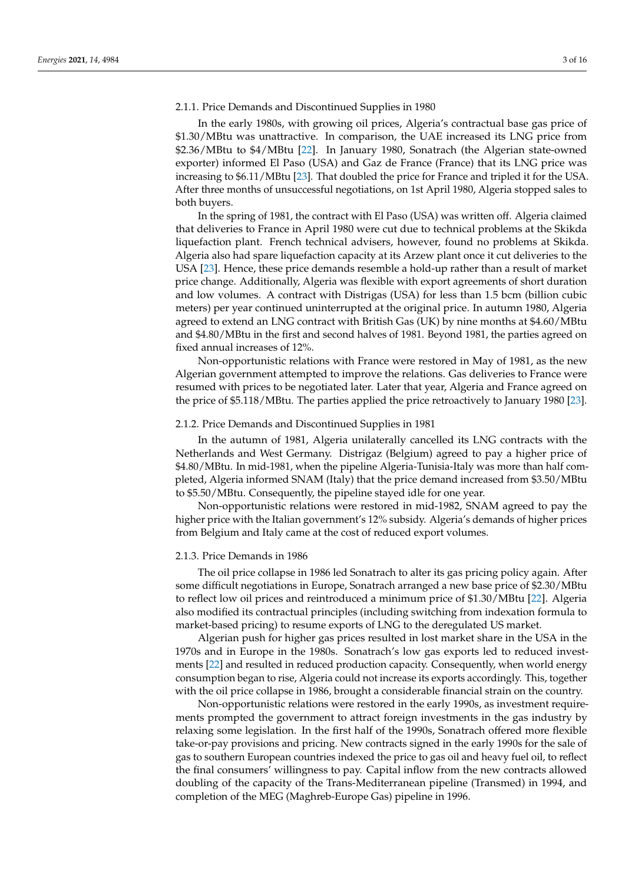#### 2.1.1. Price Demands and Discontinued Supplies in 1980

In the early 1980s, with growing oil prices, Algeria's contractual base gas price of $1.30/MBtu was unattractive. In comparison, the UAE increased its LNG price from $2.36/MBtu to $4/MBtu [22]. In January 1980, Sonatrach (the Algerian state-owned exporter) informed El Paso (USA) and Gaz de France (France) that its LNG price was increasing to $6.11/MBtu [23]. That doubled the price for France and tripled it for the USA. After three months of unsuccessful negotiations, on 1st April 1980, Algeria stopped sales to both buyers.

In the spring of 1981, the contract with El Paso (USA) was written off. Algeria claimed that deliveries to France in April 1980 were cut due to technical problems at the Skikda liquefaction plant. French technical advisers, however, found no problems at Skikda. Algeria also had spare liquefaction capacity at its Arzew plant once it cut deliveries to the USA [23]. Hence, these price demands resemble a hold-up rather than a result of market price change. Additionally, Algeria was flexible with export agreements of short duration and low volumes. A contract with Distrigas (USA) for less than 1.5 bcm (billion cubic meters) per year continued uninterrupted at the original price. In autumn 1980, Algeria agreed to extend an LNG contract with British Gas (UK) by nine months at $4.60/MBtu and $4.80/MBtu in the first and second halves of 1981. Beyond 1981, the parties agreed on fixed annual increases of 12%.

Non-opportunistic relations with France were restored in May of 1981, as the new Algerian government attempted to improve the relations. Gas deliveries to France were resumed with prices to be negotiated later. Later that year, Algeria and France agreed on the price of $5.118/MBtu. The parties applied the price retroactively to January 1980 [23].

#### 2.1.2. Price Demands and Discontinued Supplies in 1981

In the autumn of 1981, Algeria unilaterally cancelled its LNG contracts with the Netherlands and West Germany. Distrigaz (Belgium) agreed to pay a higher price of $4.80/MBtu. In mid-1981, when the pipeline Algeria-Tunisia-Italy was more than half completed, Algeria informed SNAM (Italy) that the price demand increased from $3.50/MBtu to $5.50/MBtu. Consequently, the pipeline stayed idle for one year.

Non-opportunistic relations were restored in mid-1982, SNAM agreed to pay the higher price with the Italian government's 12% subsidy. Algeria's demands of higher prices from Belgium and Italy came at the cost of reduced export volumes.

#### 2.1.3. Price Demands in 1986

The oil price collapse in 1986 led Sonatrach to alter its gas pricing policy again. After some difficult negotiations in Europe, Sonatrach arranged a new base price of $2.30/MBtu to reflect low oil prices and reintroduced a minimum price of $1.30/MBtu [22]. Algeria also modified its contractual principles (including switching from indexation formula to market-based pricing) to resume exports of LNG to the deregulated US market.

Algerian push for higher gas prices resulted in lost market share in the USA in the 1970s and in Europe in the 1980s. Sonatrach's low gas exports led to reduced investments [22] and resulted in reduced production capacity. Consequently, when world energy consumption began to rise, Algeria could not increase its exports accordingly. This, together with the oil price collapse in 1986, brought a considerable financial strain on the country.

Non-opportunistic relations were restored in the early 1990s, as investment requirements prompted the government to attract foreign investments in the gas industry by relaxing some legislation. In the first half of the 1990s, Sonatrach offered more flexible take-or-pay provisions and pricing. New contracts signed in the early 1990s for the sale of gas to southern European countries indexed the price to gas oil and heavy fuel oil, to reflect the final consumers' willingness to pay. Capital inflow from the new contracts allowed doubling of the capacity of the Trans-Mediterranean pipeline (Transmed) in 1994, and completion of the MEG (Maghreb-Europe Gas) pipeline in 1996.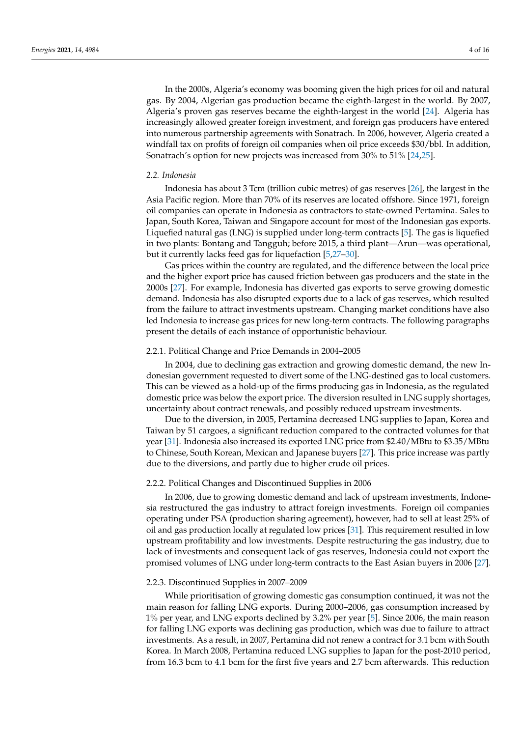In the 2000s, Algeria's economy was booming given the high prices for oil and natural gas. By 2004, Algerian gas production became the eighth-largest in the world. By 2007, Algeria's proven gas reserves became the eighth-largest in the world [24]. Algeria has increasingly allowed greater foreign investment, and foreign gas producers have entered into numerous partnership agreements with Sonatrach. In 2006, however, Algeria created a windfall tax on profits of foreign oil companies when oil price exceeds $30/bbl. In addition, Sonatrach's option for new projects was increased from 30% to 51% [24,25].

### 2.2. Indonesia

Indonesia has about 3 Tcm (trillion cubic metres) of gas reserves [26], the largest in the Asia Pacific region. More than 70% of its reserves are located offshore. Since 1971, foreign oil companies can operate in Indonesia as contractors to state-owned Pertamina. Sales to Japan, South Korea, Taiwan and Singapore account for most of the Indonesian gas exports. Liquefied natural gas (LNG) is supplied under long-term contracts [5]. The gas is liquefied in two plants: Bontang and Tangguh; before 2015, a third plant—Arun—was operational, but it currently lacks feed gas for liquefaction [5,27–30].

Gas prices within the country are regulated, and the difference between the local price and the higher export price has caused friction between gas producers and the state in the 2000s [27]. For example, Indonesia has diverted gas exports to serve growing domestic demand. Indonesia has also disrupted exports due to a lack of gas reserves, which resulted from the failure to attract investments upstream. Changing market conditions have also led Indonesia to increase gas prices for new long-term contracts. The following paragraphs present the details of each instance of opportunistic behaviour.

#### 2.2.1. Political Change and Price Demands in 2004–2005

In 2004, due to declining gas extraction and growing domestic demand, the new Indonesian government requested to divert some of the LNG-destined gas to local customers. This can be viewed as a hold-up of the firms producing gas in Indonesia, as the regulated domestic price was below the export price. The diversion resulted in LNG supply shortages, uncertainty about contract renewals, and possibly reduced upstream investments.

Due to the diversion, in 2005, Pertamina decreased LNG supplies to Japan, Korea and Taiwan by 51 cargoes, a significant reduction compared to the contracted volumes for that year [31]. Indonesia also increased its exported LNG price from $2.40/MBtu to $3.35/MBtu to Chinese, South Korean, Mexican and Japanese buyers [27]. This price increase was partly due to the diversions, and partly due to higher crude oil prices.

#### 2.2.2. Political Changes and Discontinued Supplies in 2006

In 2006, due to growing domestic demand and lack of upstream investments, Indonesia restructured the gas industry to attract foreign investments. Foreign oil companies operating under PSA (production sharing agreement), however, had to sell at least 25% of oil and gas production locally at regulated low prices [31]. This requirement resulted in low upstream profitability and low investments. Despite restructuring the gas industry, due to lack of investments and consequent lack of gas reserves, Indonesia could not export the promised volumes of LNG under long-term contracts to the East Asian buyers in 2006 [27].

#### 2.2.3. Discontinued Supplies in 2007–2009

While prioritisation of growing domestic gas consumption continued, it was not the main reason for falling LNG exports. During 2000–2006, gas consumption increased by 1% per year, and LNG exports declined by 3.2% per year [5]. Since 2006, the main reason for falling LNG exports was declining gas production, which was due to failure to attract investments. As a result, in 2007, Pertamina did not renew a contract for 3.1 bcm with South Korea. In March 2008, Pertamina reduced LNG supplies to Japan for the post-2010 period, from 16.3 bcm to 4.1 bcm for the first five years and 2.7 bcm afterwards. This reduction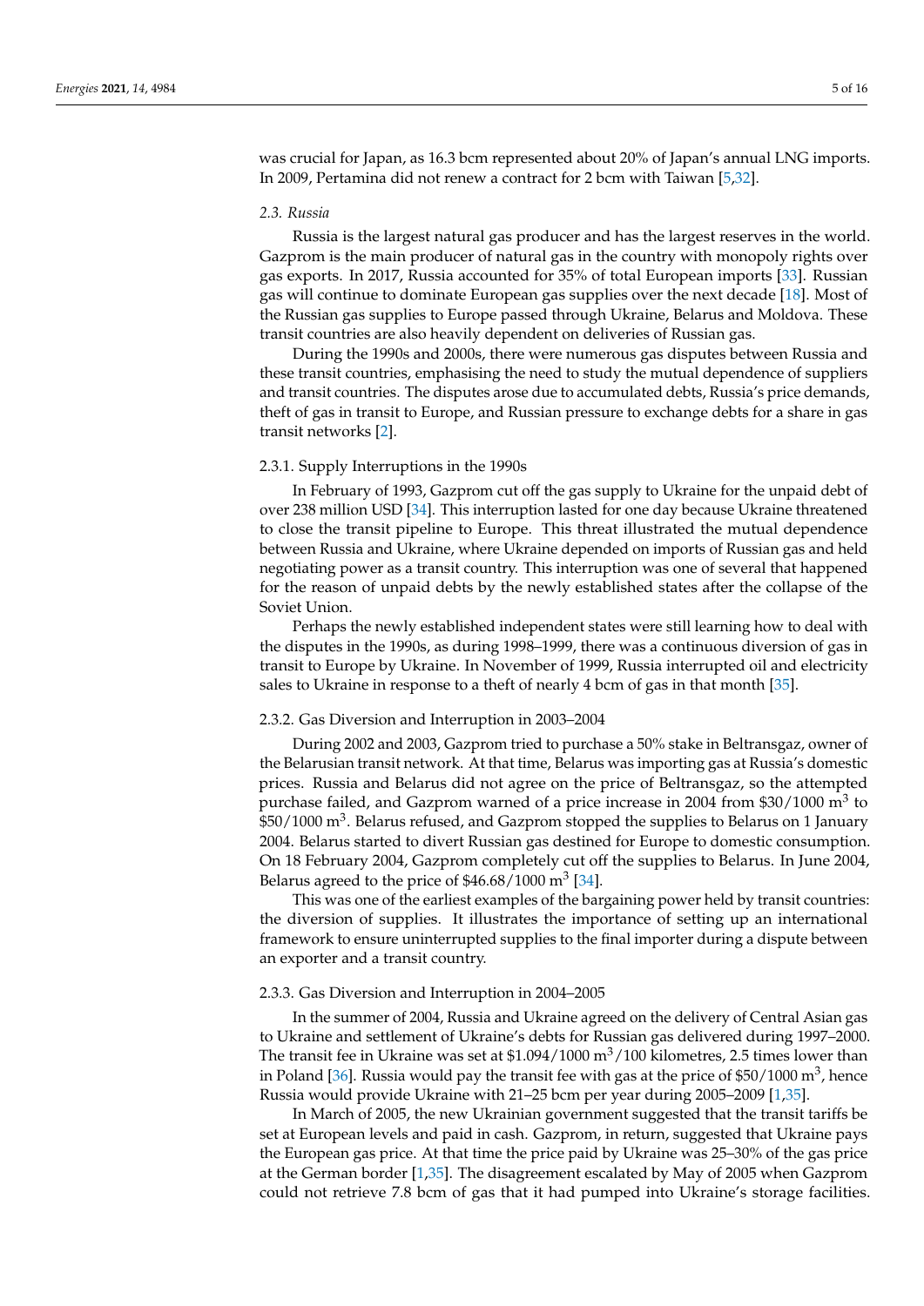was crucial for Japan, as 16.3 bcm represented about 20% of Japan's annual LNG imports. In 2009, Pertamina did not renew a contract for 2 bcm with Taiwan [5,32].

### *2.3. Russia*

Russia is the largest natural gas producer and has the largest reserves in the world. Gazprom is the main producer of natural gas in the country with monopoly rights over gas exports. In 2017, Russia accounted for 35% of total European imports [33]. Russian gas will continue to dominate European gas supplies over the next decade [18]. Most of the Russian gas supplies to Europe passed through Ukraine, Belarus and Moldova. These transit countries are also heavily dependent on deliveries of Russian gas.

During the 1990s and 2000s, there were numerous gas disputes between Russia and these transit countries, emphasising the need to study the mutual dependence of suppliers and transit countries. The disputes arose due to accumulated debts, Russia's price demands, theft of gas in transit to Europe, and Russian pressure to exchange debts for a share in gas transit networks [2].

#### 2.3.1. Supply Interruptions in the 1990s

In February of 1993, Gazprom cut off the gas supply to Ukraine for the unpaid debt of over 238 million USD [34]. This interruption lasted for one day because Ukraine threatened to close the transit pipeline to Europe. This threat illustrated the mutual dependence between Russia and Ukraine, where Ukraine depended on imports of Russian gas and held negotiating power as a transit country. This interruption was one of several that happened for the reason of unpaid debts by the newly established states after the collapse of the Soviet Union.

Perhaps the newly established independent states were still learning how to deal with the disputes in the 1990s, as during 1998–1999, there was a continuous diversion of gas in transit to Europe by Ukraine. In November of 1999, Russia interrupted oil and electricity sales to Ukraine in response to a theft of nearly 4 bcm of gas in that month [35].

#### 2.3.2. Gas Diversion and Interruption in 2003–2004

During 2002 and 2003, Gazprom tried to purchase a 50% stake in Beltransgaz, owner of the Belarusian transit network. At that time, Belarus was importing gas at Russia's domestic prices. Russia and Belarus did not agree on the price of Beltransgaz, so the attempted purchase failed, and Gazprom warned of a price increase in 2004 from \$30/1000 $m^3$ to \$50/1000 $m^3$. Belarus refused, and Gazprom stopped the supplies to Belarus on 1 January 2004. Belarus started to divert Russian gas destined for Europe to domestic consumption. On 18 February 2004, Gazprom completely cut off the supplies to Belarus. In June 2004, Belarus agreed to the price of \$46.68/1000 $m^3$ [34].

This was one of the earliest examples of the bargaining power held by transit countries: the diversion of supplies. It illustrates the importance of setting up an international framework to ensure uninterrupted supplies to the final importer during a dispute between an exporter and a transit country.

#### 2.3.3. Gas Diversion and Interruption in 2004–2005

In the summer of 2004, Russia and Ukraine agreed on the delivery of Central Asian gas to Ukraine and settlement of Ukraine's debts for Russian gas delivered during 1997–2000. The transit fee in Ukraine was set at \$1.094/1000 $m^3$/100 kilometres, 2.5 times lower than in Poland [36]. Russia would pay the transit fee with gas at the price of \$50/1000 $m^3$, hence Russia would provide Ukraine with 21–25 bcm per year during 2005–2009 [1,35].

In March of 2005, the new Ukrainian government suggested that the transit tariffs be set at European levels and paid in cash. Gazprom, in return, suggested that Ukraine pays the European gas price. At that time the price paid by Ukraine was 25–30% of the gas price at the German border [1,35]. The disagreement escalated by May of 2005 when Gazprom could not retrieve 7.8 bcm of gas that it had pumped into Ukraine's storage facilities.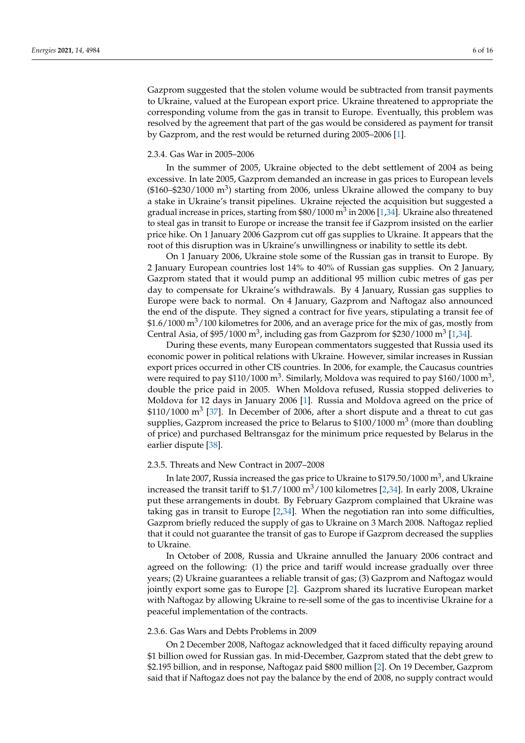Gazprom suggested that the stolen volume would be subtracted from transit payments to Ukraine, valued at the European export price. Ukraine threatened to appropriate the corresponding volume from the gas in transit to Europe. Eventually, this problem was resolved by the agreement that part of the gas would be considered as payment for transit by Gazprom, and the rest would be returned during 2005–2006 [1].

#### 2.3.4. Gas War in 2005–2006

In the summer of 2005, Ukraine objected to the debt settlement of 2004 as being excessive. In late 2005, Gazprom demanded an increase in gas prices to European levels (\$160–\$230/1000 $m^3$) starting from 2006, unless Ukraine allowed the company to buy a stake in Ukraine's transit pipelines. Ukraine rejected the acquisition but suggested a gradual increase in prices, starting from \$80/1000 $m^3$ in 2006 [1,34]. Ukraine also threatened to steal gas in transit to Europe or increase the transit fee if Gazprom insisted on the earlier price hike. On 1 January 2006 Gazprom cut off gas supplies to Ukraine. It appears that the root of this disruption was in Ukraine's unwillingness or inability to settle its debt.

On 1 January 2006, Ukraine stole some of the Russian gas in transit to Europe. By 2 January European countries lost 14% to 40% of Russian gas supplies. On 2 January, Gazprom stated that it would pump an additional 95 million cubic metres of gas per day to compensate for Ukraine's withdrawals. By 4 January, Russian gas supplies to Europe were back to normal. On 4 January, Gazprom and Naftogaz also announced the end of the dispute. They signed a contract for five years, stipulating a transit fee of \$1.6/1000 $m^3$/100 kilometres for 2006, and an average price for the mix of gas, mostly from Central Asia, of \$95/1000 $m^3$, including gas from Gazprom for \$230/1000 $m^3$ [1,34].

During these events, many European commentators suggested that Russia used its economic power in political relations with Ukraine. However, similar increases in Russian export prices occurred in other CIS countries. In 2006, for example, the Caucasus countries were required to pay \$110/1000 $m^3$. Similarly, Moldova was required to pay \$160/1000 $m^3$, double the price paid in 2005. When Moldova refused, Russia stopped deliveries to Moldova for 12 days in January 2006 [1]. Russia and Moldova agreed on the price of \$110/1000 $m^3$ [37]. In December of 2006, after a short dispute and a threat to cut gas supplies, Gazprom increased the price to Belarus to \$100/1000 $m^3$ (more than doubling of price) and purchased Beltransgaz for the minimum price requested by Belarus in the earlier dispute [38].

#### 2.3.5. Threats and New Contract in 2007–2008

In late 2007, Russia increased the gas price to Ukraine to \$179.50/1000 $m^3$, and Ukraine increased the transit tariff to \$1.7/1000 $m^3$/100 kilometres [2,34]. In early 2008, Ukraine put these arrangements in doubt. By February Gazprom complained that Ukraine was taking gas in transit to Europe [2,34]. When the negotiation ran into some difficulties, Gazprom briefly reduced the supply of gas to Ukraine on 3 March 2008. Naftogaz replied that it could not guarantee the transit of gas to Europe if Gazprom decreased the supplies to Ukraine.

In October of 2008, Russia and Ukraine annulled the January 2006 contract and agreed on the following: (1) the price and tariff would increase gradually over three years; (2) Ukraine guarantees a reliable transit of gas; (3) Gazprom and Naftogaz would jointly export some gas to Europe [2]. Gazprom shared its lucrative European market with Naftogaz by allowing Ukraine to re-sell some of the gas to incentivise Ukraine for a peaceful implementation of the contracts.

#### 2.3.6. Gas Wars and Debts Problems in 2009

On 2 December 2008, Naftogaz acknowledged that it faced difficulty repaying around \$1 billion owed for Russian gas. In mid-December, Gazprom stated that the debt grew to \$2.195 billion, and in response, Naftogaz paid \$800 million [2]. On 19 December, Gazprom said that if Naftogaz does not pay the balance by the end of 2008, no supply contract would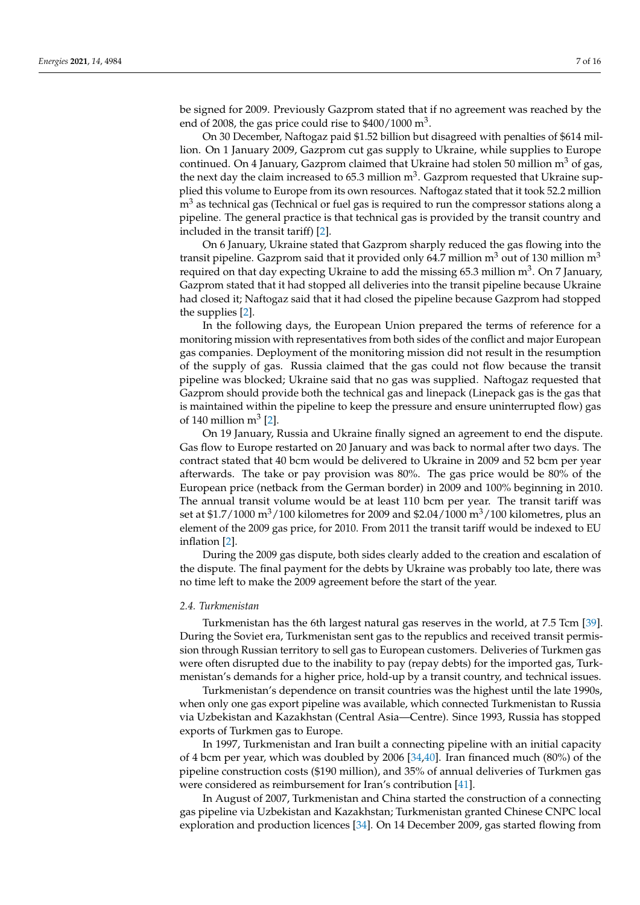be signed for 2009. Previously Gazprom stated that if no agreement was reached by the end of 2008, the gas price could rise to $400/1000 $m^3$.

On 30 December, Naftogaz paid $1.52 billion but disagreed with penalties of $614 million. On 1 January 2009, Gazprom cut gas supply to Ukraine, while supplies to Europe continued. On 4 January, Gazprom claimed that Ukraine had stolen 50 million $m^3$ of gas, the next day the claim increased to 65.3 million $m^3$. Gazprom requested that Ukraine supplied this volume to Europe from its own resources. Naftogaz stated that it took 52.2 million $m^3$ as technical gas (Technical or fuel gas is required to run the compressor stations along a pipeline. The general practice is that technical gas is provided by the transit country and included in the transit tariff) [2].

On 6 January, Ukraine stated that Gazprom sharply reduced the gas flowing into the transit pipeline. Gazprom said that it provided only 64.7 million $m^3$ out of 130 million $m^3$ required on that day expecting Ukraine to add the missing 65.3 million $m^3$. On 7 January, Gazprom stated that it had stopped all deliveries into the transit pipeline because Ukraine had closed it; Naftogaz said that it had closed the pipeline because Gazprom had stopped the supplies [2].

In the following days, the European Union prepared the terms of reference for a monitoring mission with representatives from both sides of the conflict and major European gas companies. Deployment of the monitoring mission did not result in the resumption of the supply of gas. Russia claimed that the gas could not flow because the transit pipeline was blocked; Ukraine said that no gas was supplied. Naftogaz requested that Gazprom should provide both the technical gas and linepack (Linepack gas is the gas that is maintained within the pipeline to keep the pressure and ensure uninterrupted flow) gas of 140 million $m^3$ [2].

On 19 January, Russia and Ukraine finally signed an agreement to end the dispute. Gas flow to Europe restarted on 20 January and was back to normal after two days. The contract stated that 40 bcm would be delivered to Ukraine in 2009 and 52 bcm per year afterwards. The take or pay provision was 80%. The gas price would be 80% of the European price (netback from the German border) in 2009 and 100% beginning in 2010. The annual transit volume would be at least 110 bcm per year. The transit tariff was set at $1.7/1000 $m^3$/100 kilometres for 2009 and $2.04/1000 $m^3$/100 kilometres, plus an element of the 2009 gas price, for 2010. From 2011 the transit tariff would be indexed to EU inflation [2].

During the 2009 gas dispute, both sides clearly added to the creation and escalation of the dispute. The final payment for the debts by Ukraine was probably too late, there was no time left to make the 2009 agreement before the start of the year.

### *2.4. Turkmenistan*

Turkmenistan has the 6th largest natural gas reserves in the world, at 7.5 Tcm [39]. During the Soviet era, Turkmenistan sent gas to the republics and received transit permission through Russian territory to sell gas to European customers. Deliveries of Turkmen gas were often disrupted due to the inability to pay (repay debts) for the imported gas, Turkmenistan's demands for a higher price, hold-up by a transit country, and technical issues.

Turkmenistan's dependence on transit countries was the highest until the late 1990s, when only one gas export pipeline was available, which connected Turkmenistan to Russia via Uzbekistan and Kazakhstan (Central Asia—Centre). Since 1993, Russia has stopped exports of Turkmen gas to Europe.

In 1997, Turkmenistan and Iran built a connecting pipeline with an initial capacity of 4 bcm per year, which was doubled by 2006 [34,40]. Iran financed much (80%) of the pipeline construction costs ($190 million), and 35% of annual deliveries of Turkmen gas were considered as reimbursement for Iran's contribution [41].

In August of 2007, Turkmenistan and China started the construction of a connecting gas pipeline via Uzbekistan and Kazakhstan; Turkmenistan granted Chinese CNPC local exploration and production licences [34]. On 14 December 2009, gas started flowing from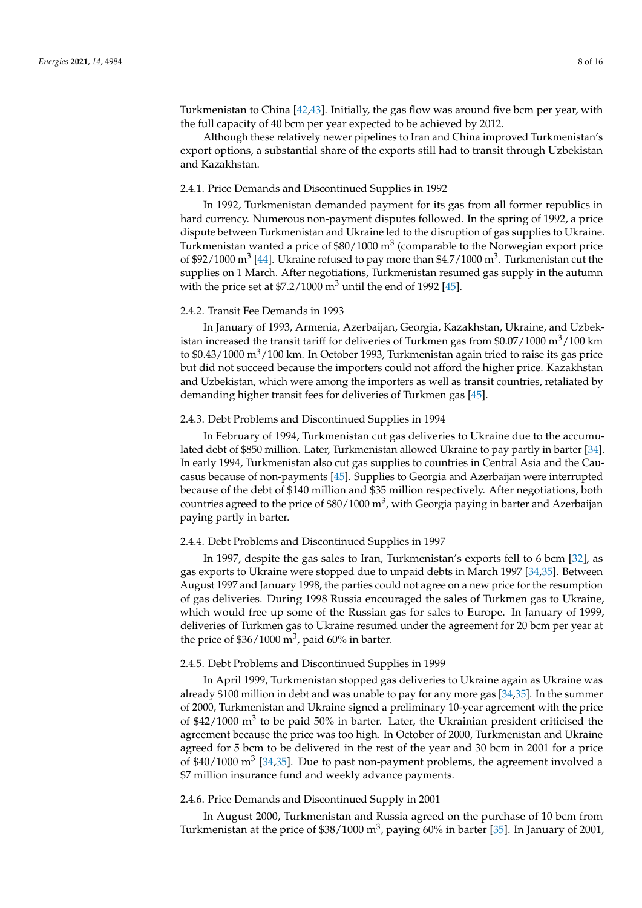Turkmenistan to China [42,43]. Initially, the gas flow was around five bcm per year, with the full capacity of 40 bcm per year expected to be achieved by 2012.

Although these relatively newer pipelines to Iran and China improved Turkmenistan's export options, a substantial share of the exports still had to transit through Uzbekistan and Kazakhstan.

#### 2.4.1. Price Demands and Discontinued Supplies in 1992

In 1992, Turkmenistan demanded payment for its gas from all former republics in hard currency. Numerous non-payment disputes followed. In the spring of 1992, a price dispute between Turkmenistan and Ukraine led to the disruption of gas supplies to Ukraine. Turkmenistan wanted a price of $80/1000 m^3$ (comparable to the Norwegian export price of $92/1000 m^3$ [44]. Ukraine refused to pay more than $4.7/1000 m^3$. Turkmenistan cut the supplies on 1 March. After negotiations, Turkmenistan resumed gas supply in the autumn with the price set at $7.2/1000 m^3$ until the end of 1992 [45].

#### 2.4.2. Transit Fee Demands in 1993

In January of 1993, Armenia, Azerbaijan, Georgia, Kazakhstan, Ukraine, and Uzbekistan increased the transit tariff for deliveries of Turkmen gas from $0.07/1000 m^3/100 km to $0.43/1000 m^3/100 km. In October 1993, Turkmenistan again tried to raise its gas price but did not succeed because the importers could not afford the higher price. Kazakhstan and Uzbekistan, which were among the importers as well as transit countries, retaliated by demanding higher transit fees for deliveries of Turkmen gas [45].

#### 2.4.3. Debt Problems and Discontinued Supplies in 1994

In February of 1994, Turkmenistan cut gas deliveries to Ukraine due to the accumulated debt of $850 million. Later, Turkmenistan allowed Ukraine to pay partly in barter [34]. In early 1994, Turkmenistan also cut gas supplies to countries in Central Asia and the Caucasus because of non-payments [45]. Supplies to Georgia and Azerbaijan were interrupted because of the debt of $140 million and $35 million respectively. After negotiations, both countries agreed to the price of $80/1000 m^3$, with Georgia paying in barter and Azerbaijan paying partly in barter.

#### 2.4.4. Debt Problems and Discontinued Supplies in 1997

In 1997, despite the gas sales to Iran, Turkmenistan's exports fell to 6 bcm [32], as gas exports to Ukraine were stopped due to unpaid debts in March 1997 [34,35]. Between August 1997 and January 1998, the parties could not agree on a new price for the resumption of gas deliveries. During 1998 Russia encouraged the sales of Turkmen gas to Ukraine, which would free up some of the Russian gas for sales to Europe. In January of 1999, deliveries of Turkmen gas to Ukraine resumed under the agreement for 20 bcm per year at the price of $36/1000 m^3$, paid 60% in barter.

#### 2.4.5. Debt Problems and Discontinued Supplies in 1999

In April 1999, Turkmenistan stopped gas deliveries to Ukraine again as Ukraine was already $100 million in debt and was unable to pay for any more gas [34,35]. In the summer of 2000, Turkmenistan and Ukraine signed a preliminary 10-year agreement with the price of $42/1000 m^3$ to be paid 50% in barter. Later, the Ukrainian president criticised the agreement because the price was too high. In October of 2000, Turkmenistan and Ukraine agreed for 5 bcm to be delivered in the rest of the year and 30 bcm in 2001 for a price of $40/1000 m^3$ [34,35]. Due to past non-payment problems, the agreement involved a $7 million insurance fund and weekly advance payments.

#### 2.4.6. Price Demands and Discontinued Supply in 2001

In August 2000, Turkmenistan and Russia agreed on the purchase of 10 bcm from Turkmenistan at the price of $38/1000 m^3$, paying 60% in barter [35]. In January of 2001,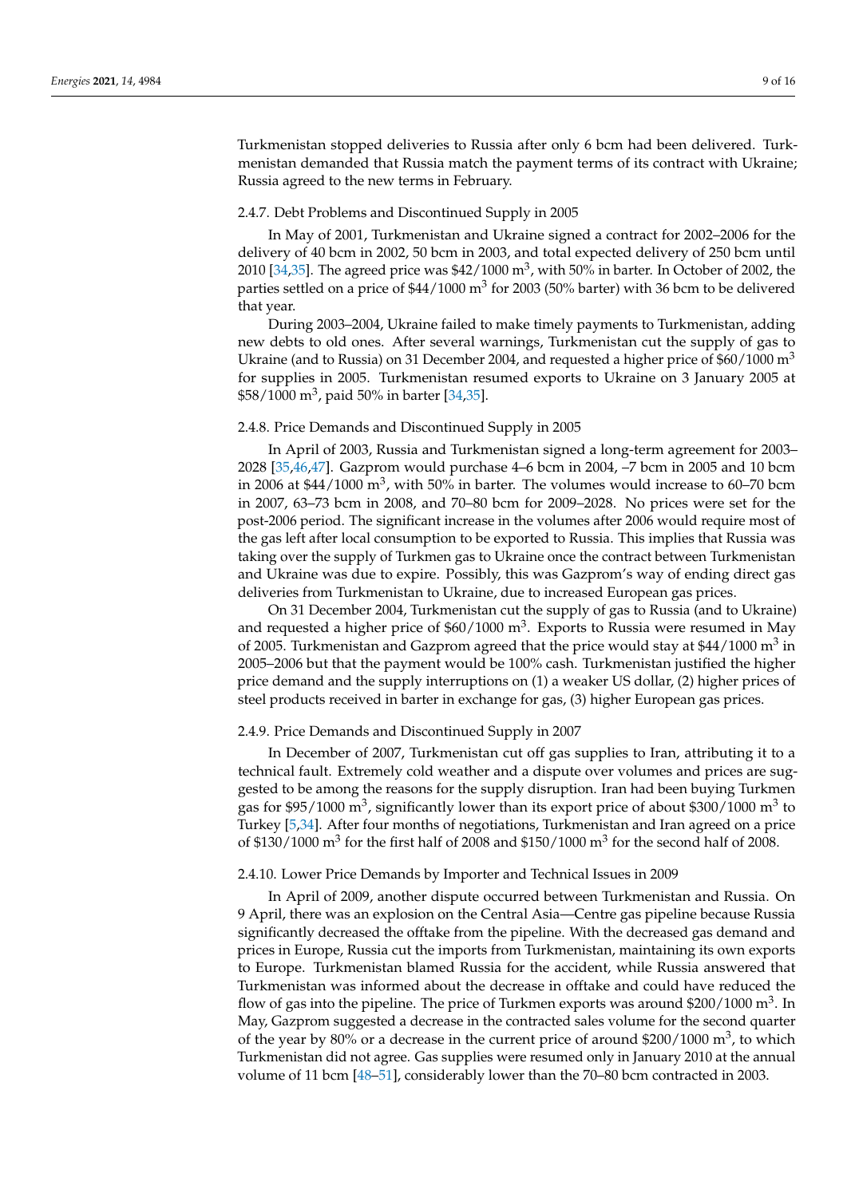Turkmenistan stopped deliveries to Russia after only 6 bcm had been delivered. Turkmenistan demanded that Russia match the payment terms of its contract with Ukraine; Russia agreed to the new terms in February.

#### 2.4.7. Debt Problems and Discontinued Supply in 2005

In May of 2001, Turkmenistan and Ukraine signed a contract for 2002–2006 for the delivery of 40 bcm in 2002, 50 bcm in 2003, and total expected delivery of 250 bcm until 2010 [34,35]. The agreed price was \$42/1000 $m^3$, with 50% in barter. In October of 2002, the parties settled on a price of \$44/1000 $m^3$ for 2003 (50% barter) with 36 bcm to be delivered that year.

During 2003–2004, Ukraine failed to make timely payments to Turkmenistan, adding new debts to old ones. After several warnings, Turkmenistan cut the supply of gas to Ukraine (and to Russia) on 31 December 2004, and requested a higher price of \$60/1000 $m^3$ for supplies in 2005. Turkmenistan resumed exports to Ukraine on 3 January 2005 at \$58/1000 $m^3$, paid 50% in barter [34,35].

#### 2.4.8. Price Demands and Discontinued Supply in 2005

In April of 2003, Russia and Turkmenistan signed a long-term agreement for 2003–2028 [35,46,47]. Gazprom would purchase 4–6 bcm in 2004, –7 bcm in 2005 and 10 bcm in 2006 at \$44/1000 $m^3$, with 50% in barter. The volumes would increase to 60–70 bcm in 2007, 63–73 bcm in 2008, and 70–80 bcm for 2009–2028. No prices were set for the post-2006 period. The significant increase in the volumes after 2006 would require most of the gas left after local consumption to be exported to Russia. This implies that Russia was taking over the supply of Turkmen gas to Ukraine once the contract between Turkmenistan and Ukraine was due to expire. Possibly, this was Gazprom's way of ending direct gas deliveries from Turkmenistan to Ukraine, due to increased European gas prices.

On 31 December 2004, Turkmenistan cut the supply of gas to Russia (and to Ukraine) and requested a higher price of \$60/1000 $m^3$. Exports to Russia were resumed in May of 2005. Turkmenistan and Gazprom agreed that the price would stay at \$44/1000 $m^3$ in 2005–2006 but that the payment would be 100% cash. Turkmenistan justified the higher price demand and the supply interruptions on (1) a weaker US dollar, (2) higher prices of steel products received in barter in exchange for gas, (3) higher European gas prices.

#### 2.4.9. Price Demands and Discontinued Supply in 2007

In December of 2007, Turkmenistan cut off gas supplies to Iran, attributing it to a technical fault. Extremely cold weather and a dispute over volumes and prices are suggested to be among the reasons for the supply disruption. Iran had been buying Turkmen gas for \$95/1000 $m^3$, significantly lower than its export price of about \$300/1000 $m^3$ to Turkey [5,34]. After four months of negotiations, Turkmenistan and Iran agreed on a price of \$130/1000 $m^3$ for the first half of 2008 and \$150/1000 $m^3$ for the second half of 2008.

#### 2.4.10. Lower Price Demands by Importer and Technical Issues in 2009

In April of 2009, another dispute occurred between Turkmenistan and Russia. On 9 April, there was an explosion on the Central Asia—Centre gas pipeline because Russia significantly decreased the offtake from the pipeline. With the decreased gas demand and prices in Europe, Russia cut the imports from Turkmenistan, maintaining its own exports to Europe. Turkmenistan blamed Russia for the accident, while Russia answered that Turkmenistan was informed about the decrease in offtake and could have reduced the flow of gas into the pipeline. The price of Turkmen exports was around \$200/1000 $m^3$. In May, Gazprom suggested a decrease in the contracted sales volume for the second quarter of the year by 80% or a decrease in the current price of around \$200/1000 $m^3$, to which Turkmenistan did not agree. Gas supplies were resumed only in January 2010 at the annual volume of 11 bcm [48–51], considerably lower than the 70–80 bcm contracted in 2003.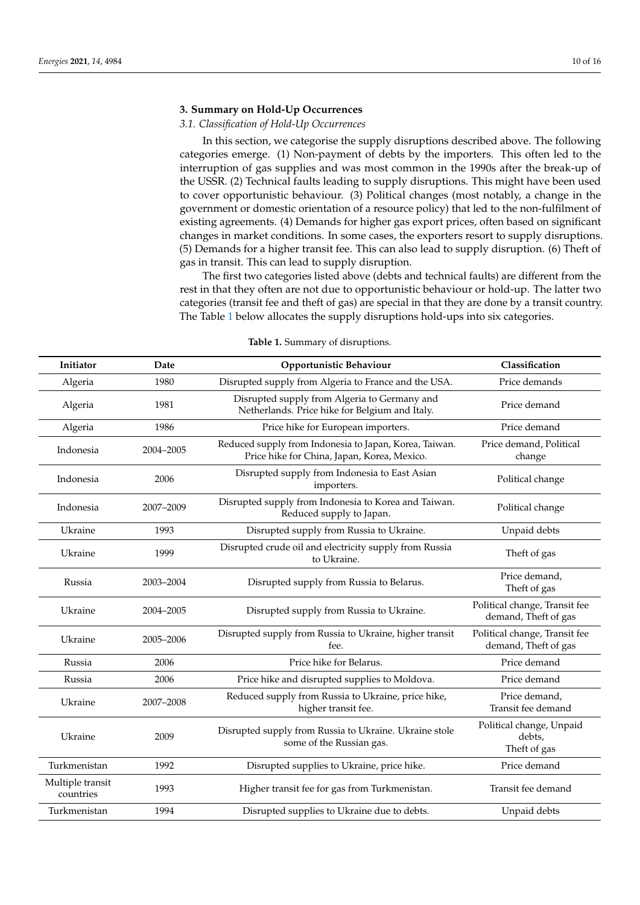## 3. Summary on Hold-Up Occurrences

### *3.1. Classification of Hold-Up Occurrences*

In this section, we categorise the supply disruptions described above. The following categories emerge. (1) Non-payment of debts by the importers. This often led to the interruption of gas supplies and was most common in the 1990s after the break-up of the USSR. (2) Technical faults leading to supply disruptions. This might have been used to cover opportunistic behaviour. (3) Political changes (most notably, a change in the government or domestic orientation of a resource policy) that led to the non-fulfilment of existing agreements. (4) Demands for higher gas export prices, often based on significant changes in market conditions. In some cases, the exporters resort to supply disruptions. (5) Demands for a higher transit fee. This can also lead to supply disruption. (6) Theft of gas in transit. This can lead to supply disruption.

The first two categories listed above (debts and technical faults) are different from the rest in that they often are not due to opportunistic behaviour or hold-up. The latter two categories (transit fee and theft of gas) are special in that they are done by a transit country. The Table 1 below allocates the supply disruptions hold-ups into six categories.

**Table 1.** Summary of disruptions.

| Initiator | Date | Opportunistic Behaviour | Classification |
|---|---|---|---|
| Algeria | 1980 | Disrupted supply from Algeria to France and the USA. | Price demands |
| Algeria | 1981 | Disrupted supply from Algeria to Germany and Netherlands. Price hike for Belgium and Italy. | Price demand |
| Algeria | 1986 | Price hike for European importers. | Price demand |
| Indonesia | 2004–2005 | Reduced supply from Indonesia to Japan, Korea, Taiwan. Price hike for China, Japan, Korea, Mexico. | Price demand, Political change |
| Indonesia | 2006 | Disrupted supply from Indonesia to East Asian importers. | Political change |
| Indonesia | 2007–2009 | Disrupted supply from Indonesia to Korea and Taiwan. Reduced supply to Japan. | Political change |
| Ukraine | 1993 | Disrupted supply from Russia to Ukraine. | Unpaid debts |
| Ukraine | 1999 | Disrupted crude oil and electricity supply from Russia to Ukraine. | Theft of gas |
| Russia | 2003–2004 | Disrupted supply from Russia to Belarus. | Price demand, Theft of gas |
| Ukraine | 2004–2005 | Disrupted supply from Russia to Ukraine. | Political change, Transit fee demand, Theft of gas |
| Ukraine | 2005–2006 | Disrupted supply from Russia to Ukraine, higher transit fee. | Political change, Transit fee demand, Theft of gas |
| Russia | 2006 | Price hike for Belarus. | Price demand |
| Russia | 2006 | Price hike and disrupted supplies to Moldova. | Price demand |
| Ukraine | 2007–2008 | Reduced supply from Russia to Ukraine, price hike, higher transit fee. | Price demand, Transit fee demand |
| Ukraine | 2009 | Disrupted supply from Russia to Ukraine. Ukraine stole some of the Russian gas. | Political change, Unpaid debts, Theft of gas |
| Turkmenistan | 1992 | Disrupted supplies to Ukraine, price hike. | Price demand |
| Multiple transit countries | 1993 | Higher transit fee for gas from Turkmenistan. | Transit fee demand |
| Turkmenistan | 1994 | Disrupted supplies to Ukraine due to debts. | Unpaid debts |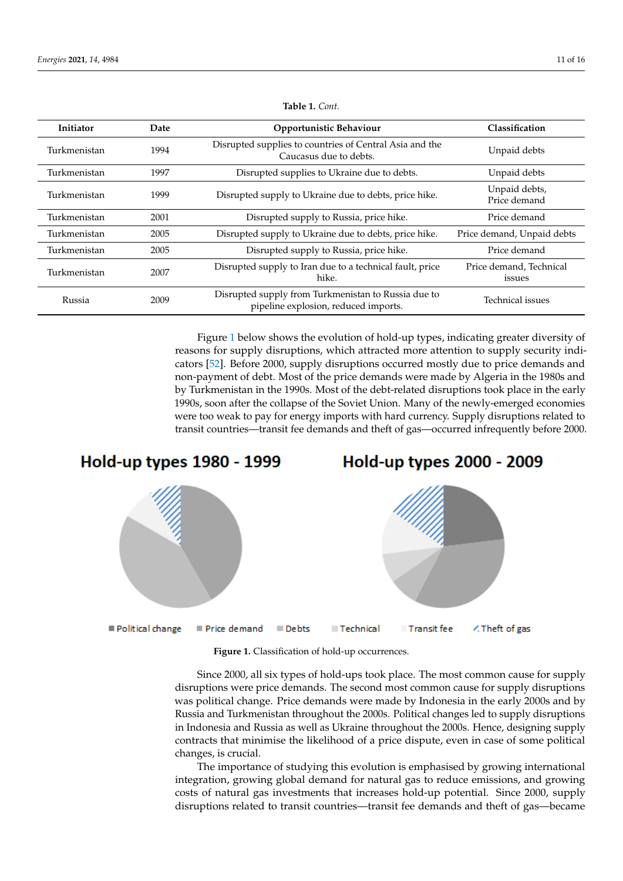**Table 1.** *Cont.*

| Initiator | Date | Opportunistic Behaviour | Classification |
|---|---|---|---|
| Turkmenistan | 1994 | Disrupted supplies to countries of Central Asia and the Caucasus due to debts. | Unpaid debts |
| Turkmenistan | 1997 | Disrupted supplies to Ukraine due to debts. | Unpaid debts |
| Turkmenistan | 1999 | Disrupted supply to Ukraine due to debts, price hike. | Unpaid debts, Price demand |
| Turkmenistan | 2001 | Disrupted supply to Russia, price hike. | Price demand |
| Turkmenistan | 2005 | Disrupted supply to Ukraine due to debts, price hike. | Price demand, Unpaid debts |
| Turkmenistan | 2005 | Disrupted supply to Russia, price hike. | Price demand |
| Turkmenistan | 2007 | Disrupted supply to Iran due to a technical fault, price hike. | Price demand, Technical issues |
| Russia | 2009 | Disrupted supply from Turkmenistan to Russia due to pipeline explosion, reduced imports. | Technical issues |

Figure 1 below shows the evolution of hold-up types, indicating greater diversity of reasons for supply disruptions, which attracted more attention to supply security indicators [52]. Before 2000, supply disruptions occurred mostly due to price demands and non-payment of debt. Most of the price demands were made by Algeria in the 1980s and by Turkmenistan in the 1990s. Most of the debt-related disruptions took place in the early 1990s, soon after the collapse of the Soviet Union. Many of the newly-emerged economies were too weak to pay for energy imports with hard currency. Supply disruptions related to transit countries—transit fee demands and theft of gas—occurred infrequently before 2000.

**Figure 1.** Classification of hold-up occurrences.

Since 2000, all six types of hold-ups took place. The most common cause for supply disruptions were price demands. The second most common cause for supply disruptions was political change. Price demands were made by Indonesia in the early 2000s and by Russia and Turkmenistan throughout the 2000s. Political changes led to supply disruptions in Indonesia and Russia as well as Ukraine throughout the 2000s. Hence, designing supply contracts that minimise the likelihood of a price dispute, even in case of some political changes, is crucial.

The importance of studying this evolution is emphasised by growing international integration, growing global demand for natural gas to reduce emissions, and growing costs of natural gas investments that increases hold-up potential. Since 2000, supply disruptions related to transit countries—transit fee demands and theft of gas—became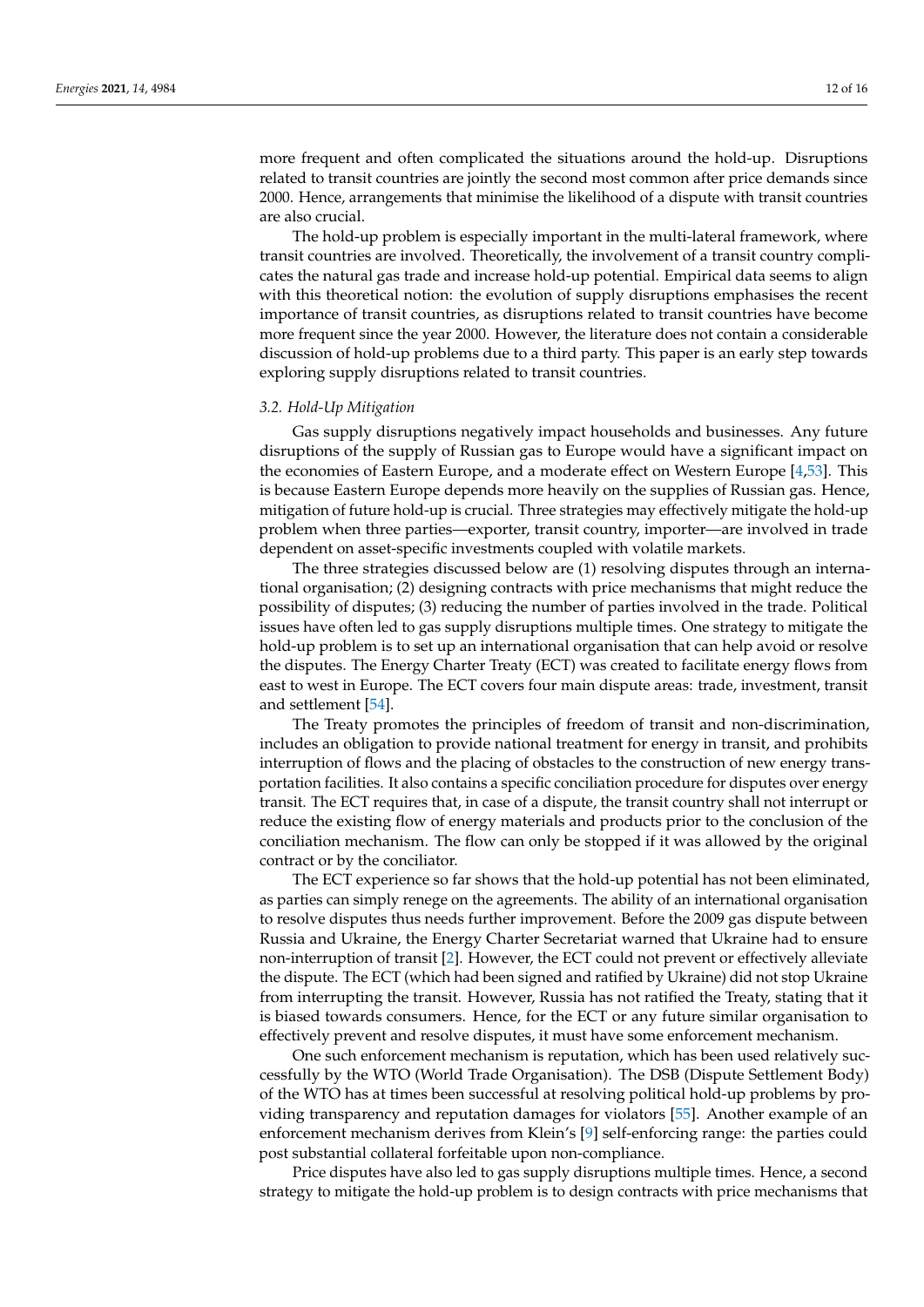more frequent and often complicated the situations around the hold-up. Disruptions related to transit countries are jointly the second most common after price demands since 2000. Hence, arrangements that minimise the likelihood of a dispute with transit countries are also crucial.

The hold-up problem is especially important in the multi-lateral framework, where transit countries are involved. Theoretically, the involvement of a transit country complicates the natural gas trade and increase hold-up potential. Empirical data seems to align with this theoretical notion: the evolution of supply disruptions emphasises the recent importance of transit countries, as disruptions related to transit countries have become more frequent since the year 2000. However, the literature does not contain a considerable discussion of hold-up problems due to a third party. This paper is an early step towards exploring supply disruptions related to transit countries.

### *3.2. Hold-Up Mitigation*

Gas supply disruptions negatively impact households and businesses. Any future disruptions of the supply of Russian gas to Europe would have a significant impact on the economies of Eastern Europe, and a moderate effect on Western Europe [4,53]. This is because Eastern Europe depends more heavily on the supplies of Russian gas. Hence, mitigation of future hold-up is crucial. Three strategies may effectively mitigate the hold-up problem when three parties—exporter, transit country, importer—are involved in trade dependent on asset-specific investments coupled with volatile markets.

The three strategies discussed below are (1) resolving disputes through an international organisation; (2) designing contracts with price mechanisms that might reduce the possibility of disputes; (3) reducing the number of parties involved in the trade. Political issues have often led to gas supply disruptions multiple times. One strategy to mitigate the hold-up problem is to set up an international organisation that can help avoid or resolve the disputes. The Energy Charter Treaty (ECT) was created to facilitate energy flows from east to west in Europe. The ECT covers four main dispute areas: trade, investment, transit and settlement [54].

The Treaty promotes the principles of freedom of transit and non-discrimination, includes an obligation to provide national treatment for energy in transit, and prohibits interruption of flows and the placing of obstacles to the construction of new energy transportation facilities. It also contains a specific conciliation procedure for disputes over energy transit. The ECT requires that, in case of a dispute, the transit country shall not interrupt or reduce the existing flow of energy materials and products prior to the conclusion of the conciliation mechanism. The flow can only be stopped if it was allowed by the original contract or by the conciliator.

The ECT experience so far shows that the hold-up potential has not been eliminated, as parties can simply renege on the agreements. The ability of an international organisation to resolve disputes thus needs further improvement. Before the 2009 gas dispute between Russia and Ukraine, the Energy Charter Secretariat warned that Ukraine had to ensure non-interruption of transit [2]. However, the ECT could not prevent or effectively alleviate the dispute. The ECT (which had been signed and ratified by Ukraine) did not stop Ukraine from interrupting the transit. However, Russia has not ratified the Treaty, stating that it is biased towards consumers. Hence, for the ECT or any future similar organisation to effectively prevent and resolve disputes, it must have some enforcement mechanism.

One such enforcement mechanism is reputation, which has been used relatively successfully by the WTO (World Trade Organisation). The DSB (Dispute Settlement Body) of the WTO has at times been successful at resolving political hold-up problems by providing transparency and reputation damages for violators [55]. Another example of an enforcement mechanism derives from Klein's [9] self-enforcing range: the parties could post substantial collateral forfeitable upon non-compliance.

Price disputes have also led to gas supply disruptions multiple times. Hence, a second strategy to mitigate the hold-up problem is to design contracts with price mechanisms that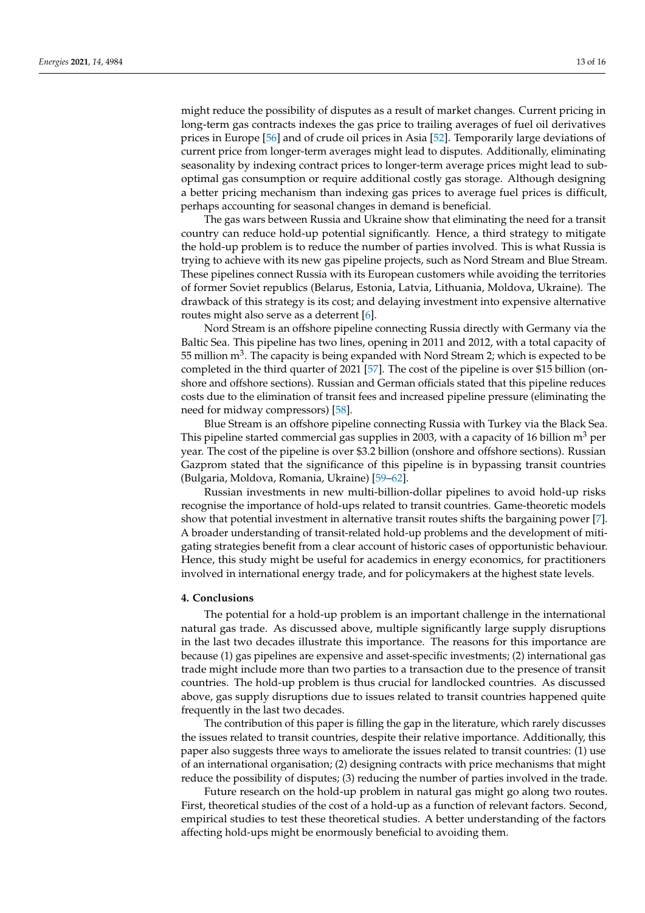might reduce the possibility of disputes as a result of market changes. Current pricing in long-term gas contracts indexes the gas price to trailing averages of fuel oil derivatives prices in Europe [56] and of crude oil prices in Asia [52]. Temporarily large deviations of current price from longer-term averages might lead to disputes. Additionally, eliminating seasonality by indexing contract prices to longer-term average prices might lead to sub-optimal gas consumption or require additional costly gas storage. Although designing a better pricing mechanism than indexing gas prices to average fuel prices is difficult, perhaps accounting for seasonal changes in demand is beneficial.

The gas wars between Russia and Ukraine show that eliminating the need for a transit country can reduce hold-up potential significantly. Hence, a third strategy to mitigate the hold-up problem is to reduce the number of parties involved. This is what Russia is trying to achieve with its new gas pipeline projects, such as Nord Stream and Blue Stream. These pipelines connect Russia with its European customers while avoiding the territories of former Soviet republics (Belarus, Estonia, Latvia, Lithuania, Moldova, Ukraine). The drawback of this strategy is its cost; and delaying investment into expensive alternative routes might also serve as a deterrent [6].

Nord Stream is an offshore pipeline connecting Russia directly with Germany via the Baltic Sea. This pipeline has two lines, opening in 2011 and 2012, with a total capacity of 55 million $m^3$. The capacity is being expanded with Nord Stream 2; which is expected to be completed in the third quarter of 2021 [57]. The cost of the pipeline is over $15 billion (on-shore and offshore sections). Russian and German officials stated that this pipeline reduces costs due to the elimination of transit fees and increased pipeline pressure (eliminating the need for midway compressors) [58].

Blue Stream is an offshore pipeline connecting Russia with Turkey via the Black Sea. This pipeline started commercial gas supplies in 2003, with a capacity of 16 billion $m^3$ per year. The cost of the pipeline is over $3.2 billion (onshore and offshore sections). Russian Gazprom stated that the significance of this pipeline is in bypassing transit countries (Bulgaria, Moldova, Romania, Ukraine) [59–62].

Russian investments in new multi-billion-dollar pipelines to avoid hold-up risks recognise the importance of hold-ups related to transit countries. Game-theoretic models show that potential investment in alternative transit routes shifts the bargaining power [7]. A broader understanding of transit-related hold-up problems and the development of mitigating strategies benefit from a clear account of historic cases of opportunistic behaviour. Hence, this study might be useful for academics in energy economics, for practitioners involved in international energy trade, and for policymakers at the highest state levels.

## 4. Conclusions

The potential for a hold-up problem is an important challenge in the international natural gas trade. As discussed above, multiple significantly large supply disruptions in the last two decades illustrate this importance. The reasons for this importance are because (1) gas pipelines are expensive and asset-specific investments; (2) international gas trade might include more than two parties to a transaction due to the presence of transit countries. The hold-up problem is thus crucial for landlocked countries. As discussed above, gas supply disruptions due to issues related to transit countries happened quite frequently in the last two decades.

The contribution of this paper is filling the gap in the literature, which rarely discusses the issues related to transit countries, despite their relative importance. Additionally, this paper also suggests three ways to ameliorate the issues related to transit countries: (1) use of an international organisation; (2) designing contracts with price mechanisms that might reduce the possibility of disputes; (3) reducing the number of parties involved in the trade.

Future research on the hold-up problem in natural gas might go along two routes. First, theoretical studies of the cost of a hold-up as a function of relevant factors. Second, empirical studies to test these theoretical studies. A better understanding of the factors affecting hold-ups might be enormously beneficial to avoiding them.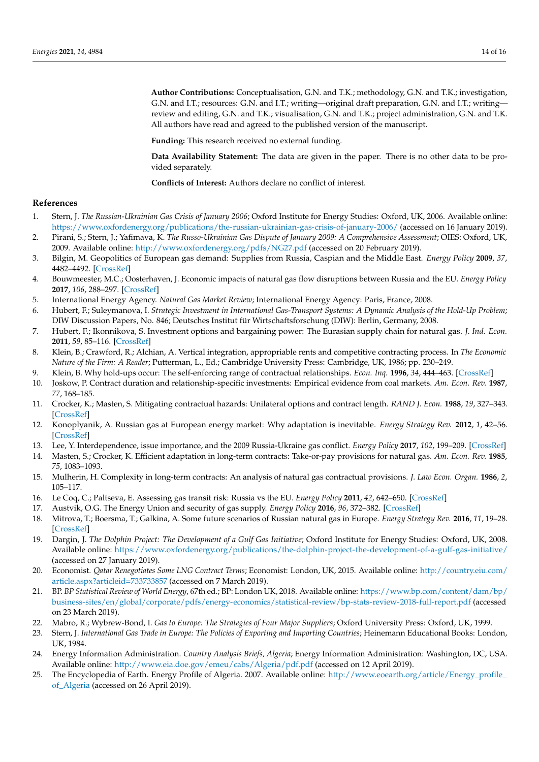**Author Contributions:** Conceptualisation, G.N. and T.K.; methodology, G.N. and T.K.; investigation, G.N. and I.T.; resources: G.N. and I.T.; writing—original draft preparation, G.N. and I.T.; writing—review and editing, G.N. and T.K.; visualisation, G.N. and T.K.; project administration, G.N. and T.K. All authors have read and agreed to the published version of the manuscript.

**Funding:** This research received no external funding.

**Data Availability Statement:** The data are given in the paper. There is no other data to be provided separately.

**Conflicts of Interest:** Authors declare no conflict of interest.

## References

1. Stern, J. *The Russian-Ukrainian Gas Crisis of January 2006*; Oxford Institute for Energy Studies: Oxford, UK, 2006. Available online: https://www.oxfordenergy.org/publications/the-russian-ukrainian-gas-crisis-of-january-2006/ (accessed on 16 January 2019).
2. Pirani, S.; Stern, J.; Yafimava, K. *The Russo-Ukrainian Gas Dispute of January 2009: A Comprehensive Assessment*; OIES: Oxford, UK, 2009. Available online: http://www.oxfordenergy.org/pdfs/NG27.pdf (accessed on 20 February 2019).
3. Bilgin, M. Geopolitics of European gas demand: Supplies from Russia, Caspian and the Middle East. *Energy Policy* **2009**, *37*, 4482–4492. [CrossRef]
4. Bouwmeester, M.C.; Oosterhaven, J. Economic impacts of natural gas flow disruptions between Russia and the EU. *Energy Policy* **2017**, *106*, 288–297. [CrossRef]
5. International Energy Agency. *Natural Gas Market Review*; International Energy Agency: Paris, France, 2008.
6. Hubert, F.; Suleymanova, I. *Strategic Investment in International Gas-Transport Systems: A Dynamic Analysis of the Hold-Up Problem*; DIW Discussion Papers, No. 846; Deutsches Institut für Wirtschaftsforschung (DIW): Berlin, Germany, 2008.
7. Hubert, F.; Ikonnikova, S. Investment options and bargaining power: The Eurasian supply chain for natural gas. *J. Ind. Econ.* **2011**, *59*, 85–116. [CrossRef]
8. Klein, B.; Crawford, R.; Alchian, A. Vertical integration, appropriable rents and competitive contracting process. In *The Economic Nature of the Firm: A Reader*; Putterman, L., Ed.; Cambridge University Press: Cambridge, UK, 1986; pp. 230–249.
9. Klein, B. Why hold-ups occur: The self-enforcing range of contractual relationships. *Econ. Inq.* **1996**, *34*, 444–463. [CrossRef]
10. Joskow, P. Contract duration and relationship-specific investments: Empirical evidence from coal markets. *Am. Econ. Rev.* **1987**, *77*, 168–185.
11. Crocker, K.; Masten, S. Mitigating contractual hazards: Unilateral options and contract length. *RAND J. Econ.* **1988**, *19*, 327–343. [CrossRef]
12. Konoplyanik, A. Russian gas at European energy market: Why adaptation is inevitable. *Energy Strategy Rev.* **2012**, *1*, 42–56. [CrossRef]
13. Lee, Y. Interdependence, issue importance, and the 2009 Russia-Ukraine gas conflict. *Energy Policy* **2017**, *102*, 199–209. [CrossRef]
14. Masten, S.; Crocker, K. Efficient adaptation in long-term contracts: Take-or-pay provisions for natural gas. *Am. Econ. Rev.* **1985**, *75*, 1083–1093.
15. Mulherin, H. Complexity in long-term contracts: An analysis of natural gas contractual provisions. *J. Law Econ. Organ.* **1986**, *2*, 105–117.
16. Le Coq, C.; Paltseva, E. Assessing gas transit risk: Russia vs the EU. *Energy Policy* **2011**, *42*, 642–650. [CrossRef]
17. Austvik, O.G. The Energy Union and security of gas supply. *Energy Policy* **2016**, *96*, 372–382. [CrossRef]
18. Mitrova, T.; Boersma, T.; Galkina, A. Some future scenarios of Russian natural gas in Europe. *Energy Strategy Rev.* **2016**, *11*, 19–28. [CrossRef]
19. Dargin, J. *The Dolphin Project: The Development of a Gulf Gas Initiative*; Oxford Institute for Energy Studies: Oxford, UK, 2008. Available online: https://www.oxfordenergy.org/publications/the-dolphin-project-the-development-of-a-gulf-gas-initiative/ (accessed on 27 January 2019).
20. Economist. *Qatar Renegotiates Some LNG Contract Terms*; Economist: London, UK, 2015. Available online: http://country.eiu.com/article.aspx?articleid=733733857 (accessed on 7 March 2019).
21. BP. *BP Statistical Review of World Energy*, 67th ed.; BP: London UK, 2018. Available online: https://www.bp.com/content/dam/bp/business-sites/en/global/corporate/pdfs/energy-economics/statistical-review/bp-stats-review-2018-full-report.pdf (accessed on 23 March 2019).
22. Mabro, R.; Wybrew-Bond, I. *Gas to Europe: The Strategies of Four Major Suppliers*; Oxford University Press: Oxford, UK, 1999.
23. Stern, J. *International Gas Trade in Europe: The Policies of Exporting and Importing Countries*; Heinemann Educational Books: London, UK, 1984.
24. Energy Information Administration. *Country Analysis Briefs, Algeria*; Energy Information Administration: Washington, DC, USA. Available online: http://www.eia.doe.gov/emeu/cabs/Algeria/pdf.pdf (accessed on 12 April 2019).
25. The Encyclopedia of Earth. Energy Profile of Algeria. 2007. Available online: http://www.eoearth.org/article/Energy_profile_of_Algeria (accessed on 26 April 2019).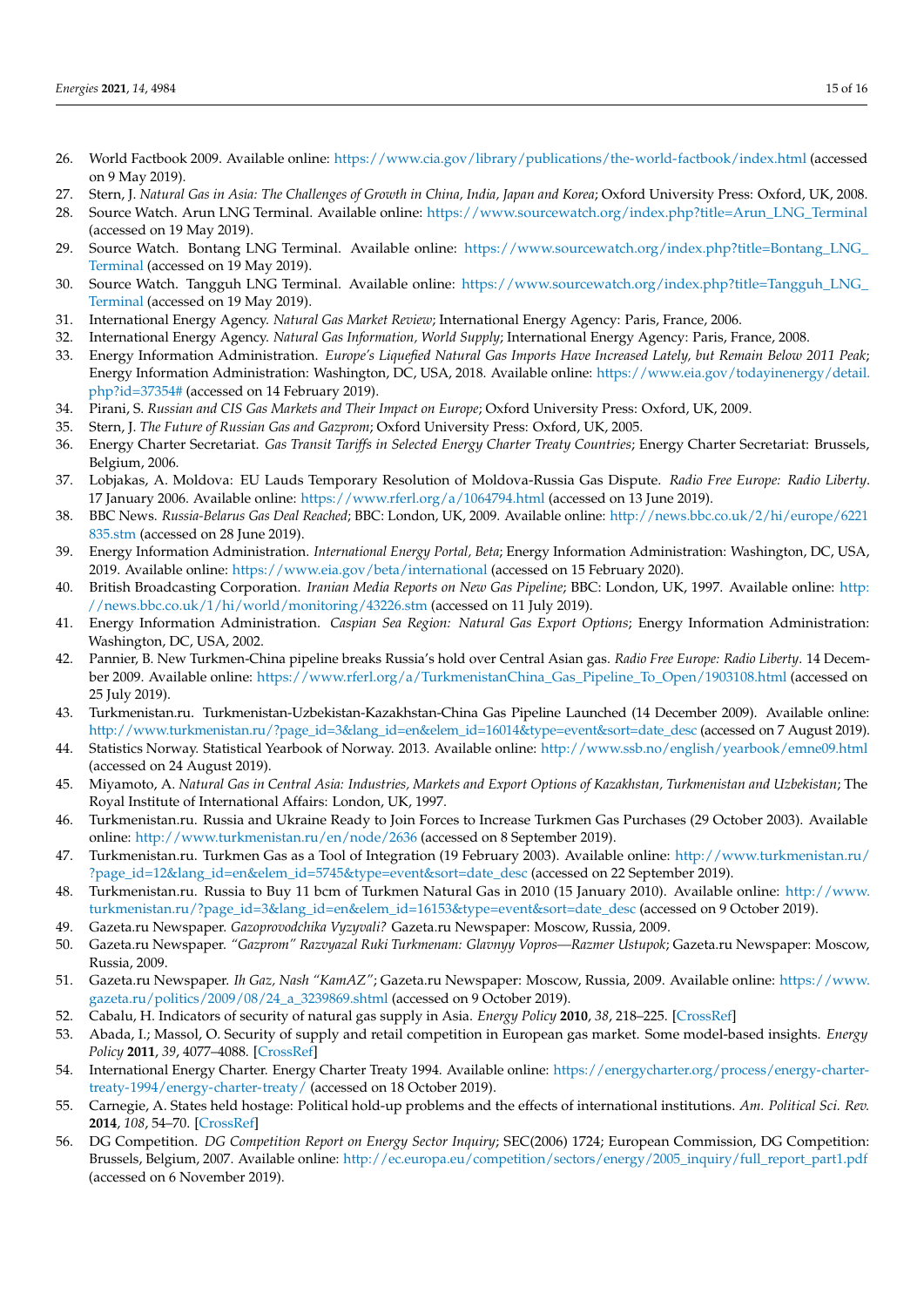26. World Factbook 2009. Available online: https://www.cia.gov/library/publications/the-world-factbook/index.html (accessed on 9 May 2019).
27. Stern, J. *Natural Gas in Asia: The Challenges of Growth in China, India, Japan and Korea*; Oxford University Press: Oxford, UK, 2008.
28. Source Watch. Arun LNG Terminal. Available online: https://www.sourcewatch.org/index.php?title=Arun_LNG_Terminal (accessed on 19 May 2019).
29. Source Watch. Bontang LNG Terminal. Available online: https://www.sourcewatch.org/index.php?title=Bontang_LNG_Terminal (accessed on 19 May 2019).
30. Source Watch. Tangguh LNG Terminal. Available online: https://www.sourcewatch.org/index.php?title=Tangguh_LNG_Terminal (accessed on 19 May 2019).
31. International Energy Agency. *Natural Gas Market Review*; International Energy Agency: Paris, France, 2006.
32. International Energy Agency. *Natural Gas Information, World Supply*; International Energy Agency: Paris, France, 2008.
33. Energy Information Administration. *Europe's Liquefied Natural Gas Imports Have Increased Lately, but Remain Below 2011 Peak*; Energy Information Administration: Washington, DC, USA, 2018. Available online: https://www.eia.gov/todayinenergy/detail.php?id=37354# (accessed on 14 February 2019).
34. Pirani, S. *Russian and CIS Gas Markets and Their Impact on Europe*; Oxford University Press: Oxford, UK, 2009.
35. Stern, J. *The Future of Russian Gas and Gazprom*; Oxford University Press: Oxford, UK, 2005.
36. Energy Charter Secretariat. *Gas Transit Tariffs in Selected Energy Charter Treaty Countries*; Energy Charter Secretariat: Brussels, Belgium, 2006.
37. Lobjakas, A. Moldova: EU Lauds Temporary Resolution of Moldova-Russia Gas Dispute. *Radio Free Europe: Radio Liberty*. 17 January 2006. Available online: https://www.rferl.org/a/1064794.html (accessed on 13 June 2019).
38. BBC News. *Russia-Belarus Gas Deal Reached*; BBC: London, UK, 2009. Available online: http://news.bbc.co.uk/2/hi/europe/6221835.stm (accessed on 28 June 2019).
39. Energy Information Administration. *International Energy Portal, Beta*; Energy Information Administration: Washington, DC, USA, 2019. Available online: https://www.eia.gov/beta/international (accessed on 15 February 2020).
40. British Broadcasting Corporation. *Iranian Media Reports on New Gas Pipeline*; BBC: London, UK, 1997. Available online: http://news.bbc.co.uk/1/hi/world/monitoring/43226.stm (accessed on 11 July 2019).
41. Energy Information Administration. *Caspian Sea Region: Natural Gas Export Options*; Energy Information Administration: Washington, DC, USA, 2002.
42. Pannier, B. New Turkmen-China pipeline breaks Russia's hold over Central Asian gas. *Radio Free Europe: Radio Liberty*. 14 December 2009. Available online: https://www.rferl.org/a/TurkmenistanChina_Gas_Pipeline_To_Open/1903108.html (accessed on 25 July 2019).
43. Turkmenistan.ru. Turkmenistan-Uzbekistan-Kazakhstan-China Gas Pipeline Launched (14 December 2009). Available online: http://www.turkmenistan.ru/?page_id=3&lang_id=en&elem_id=16014&type=event&sort=date_desc (accessed on 7 August 2019).
44. Statistics Norway. Statistical Yearbook of Norway. 2013. Available online: http://www.ssb.no/english/yearbook/emne09.html (accessed on 24 August 2019).
45. Miyamoto, A. *Natural Gas in Central Asia: Industries, Markets and Export Options of Kazakhstan, Turkmenistan and Uzbekistan*; The Royal Institute of International Affairs: London, UK, 1997.
46. Turkmenistan.ru. Russia and Ukraine Ready to Join Forces to Increase Turkmen Gas Purchases (29 October 2003). Available online: http://www.turkmenistan.ru/en/node/2636 (accessed on 8 September 2019).
47. Turkmenistan.ru. Turkmen Gas as a Tool of Integration (19 February 2003). Available online: http://www.turkmenistan.ru/?page_id=12&lang_id=en&elem_id=5745&type=event&sort=date_desc (accessed on 22 September 2019).
48. Turkmenistan.ru. Russia to Buy 11 bcm of Turkmen Natural Gas in 2010 (15 January 2010). Available online: http://www.turkmenistan.ru/?page_id=3&lang_id=en&elem_id=16153&type=event&sort=date_desc (accessed on 9 October 2019).
49. Gazeta.ru Newspaper. *Gazoprovodchika Vyzyvali?* Gazeta.ru Newspaper: Moscow, Russia, 2009.
50. Gazeta.ru Newspaper. *"Gazprom" Razvyazal Ruki Turkmenam: Glavnyy Vopros—Razmer Ustupok*; Gazeta.ru Newspaper: Moscow, Russia, 2009.
51. Gazeta.ru Newspaper. *Ih Gaz, Nash "KamAZ"*; Gazeta.ru Newspaper: Moscow, Russia, 2009. Available online: https://www.gazeta.ru/politics/2009/08/24_a_3239869.shtml (accessed on 9 October 2019).
52. Cabalu, H. Indicators of security of natural gas supply in Asia. *Energy Policy* **2010**, *38*, 218–225. [CrossRef]
53. Abada, I.; Massol, O. Security of supply and retail competition in European gas market. Some model-based insights. *Energy Policy* **2011**, *39*, 4077–4088. [CrossRef]
54. International Energy Charter. Energy Charter Treaty 1994. Available online: https://energycharter.org/process/energy-charter-treaty-1994/energy-charter-treaty/ (accessed on 18 October 2019).
55. Carnegie, A. States held hostage: Political hold-up problems and the effects of international institutions. *Am. Political Sci. Rev.* **2014**, *108*, 54–70. [CrossRef]
56. DG Competition. *DG Competition Report on Energy Sector Inquiry*; SEC(2006) 1724; European Commission, DG Competition: Brussels, Belgium, 2007. Available online: http://ec.europa.eu/competition/sectors/energy/2005_inquiry/full_report_part1.pdf (accessed on 6 November 2019).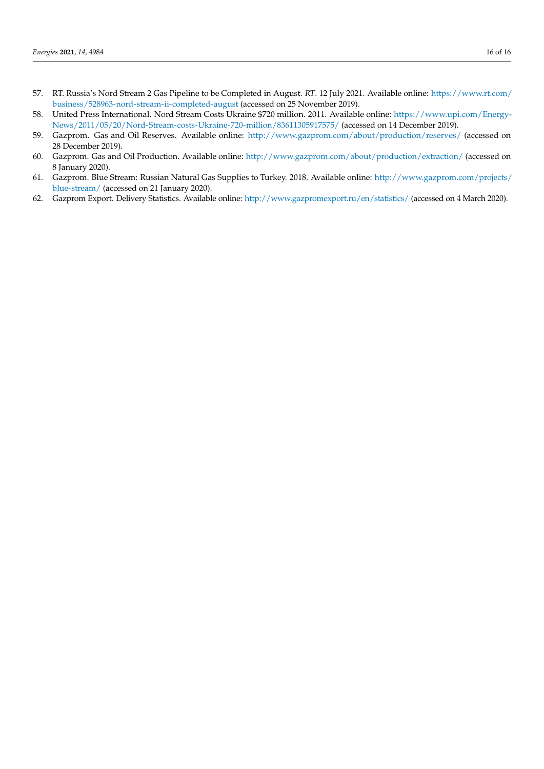57. RT. Russia's Nord Stream 2 Gas Pipeline to be Completed in August. *RT*. 12 July 2021. Available online: https://www.rt.com/business/528963-nord-stream-ii-completed-august (accessed on 25 November 2019).
58. United Press International. Nord Stream Costs Ukraine $720 million. 2011. Available online: https://www.upi.com/Energy-News/2011/05/20/Nord-Stream-costs-Ukraine-720-million/83611305917575/ (accessed on 14 December 2019).
59. Gazprom. Gas and Oil Reserves. Available online: http://www.gazprom.com/about/production/reserves/ (accessed on 28 December 2019).
60. Gazprom. Gas and Oil Production. Available online: http://www.gazprom.com/about/production/extraction/ (accessed on 8 January 2020).
61. Gazprom. Blue Stream: Russian Natural Gas Supplies to Turkey. 2018. Available online: http://www.gazprom.com/projects/blue-stream/ (accessed on 21 January 2020).
62. Gazprom Export. Delivery Statistics. Available online: http://www.gazpromexport.ru/en/statistics/ (accessed on 4 March 2020).